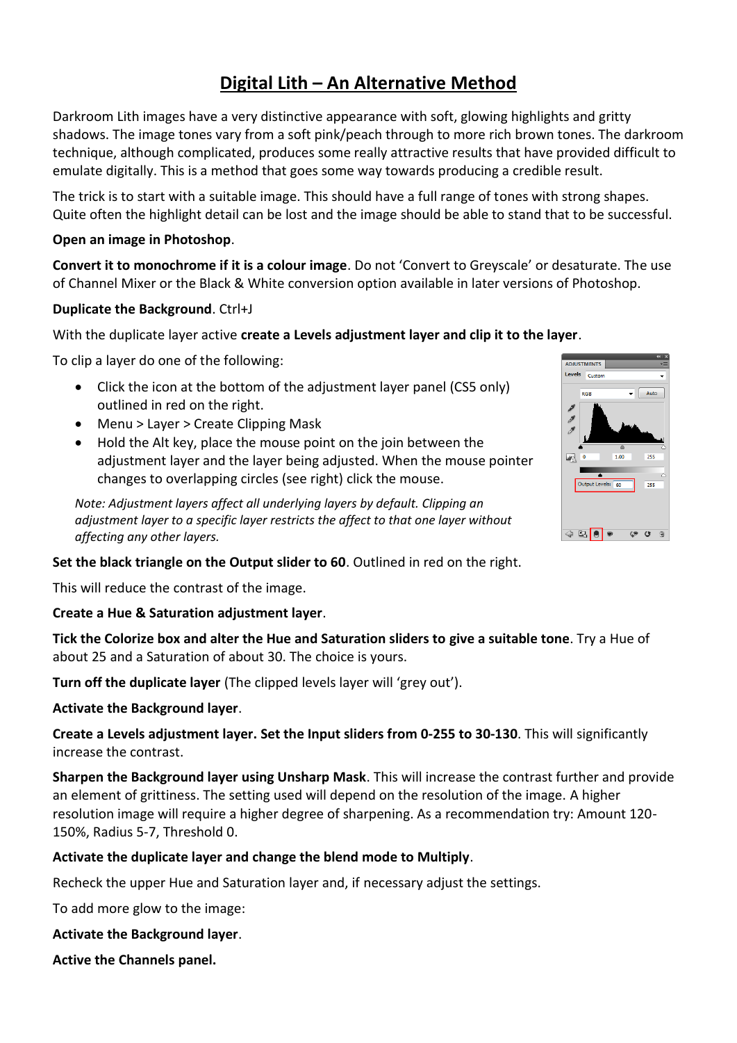# Digital Lith – An Alternative Method

Darkroom Lith images have a very distinctive appearance with soft, glowing highlights and gritty shadows. The image tones vary from a soft pink/peach through to more rich brown tones. The darkroom technique, although complicated, produces some really attractive results that have provided difficult to emulate digitally. This is a method that goes some way towards producing a credible result.

The trick is to start with a suitable image. This should have a full range of tones with strong shapes. Quite often the highlight detail can be lost and the image should be able to stand that to be successful.

**Open an image in Photoshop**.

**Convert it to monochrome if it is a colour image**. Do not 'Convert to Greyscale' or desaturate. The use of Channel Mixer or the Black & White conversion option available in later versions of Photoshop.

**Duplicate the Background**. Ctrl+J

With the duplicate layer active **create a Levels adjustment layer and clip it to the layer**.

To clip a layer do one of the following:

- Click the icon at the bottom of the adjustment layer panel (CS5 only) outlined in red on the right.
- Menu > Layer > Create Clipping Mask
- Hold the Alt key, place the mouse point on the join between the adjustment layer and the layer being adjusted. When the mouse pointer changes to overlapping circles (see right) click the mouse.

*Note: Adjustment layers affect all underlying layers by default. Clipping an adjustment layer to a specific layer restricts the affect to that one layer without affecting any other layers.*

**Set the black triangle on the Output slider to 60**. Outlined in red on the right.

This will reduce the contrast of the image.

**Create a Hue & Saturation adjustment layer**.

**Tick the Colorize box and alter the Hue and Saturation sliders to give a suitable tone**. Try a Hue of about 25 and a Saturation of about 30. The choice is yours.

**Turn off the duplicate layer** (The clipped levels layer will 'grey out').

**Activate the Background layer**.

**Create a Levels adjustment layer. Set the Input sliders from 0-255 to 30-130**. This will significantly increase the contrast.

**Sharpen the Background layer using Unsharp Mask**. This will increase the contrast further and provide an element of grittiness. The setting used will depend on the resolution of the image. A higher resolution image will require a higher degree of sharpening. As a recommendation try: Amount 120-150%, Radius 5-7, Threshold 0.

**Activate the duplicate layer and change the blend mode to Multiply**.

Recheck the upper Hue and Saturation layer and, if necessary adjust the settings.

To add more glow to the image:

**Activate the Background layer**.

**Active the Channels panel.**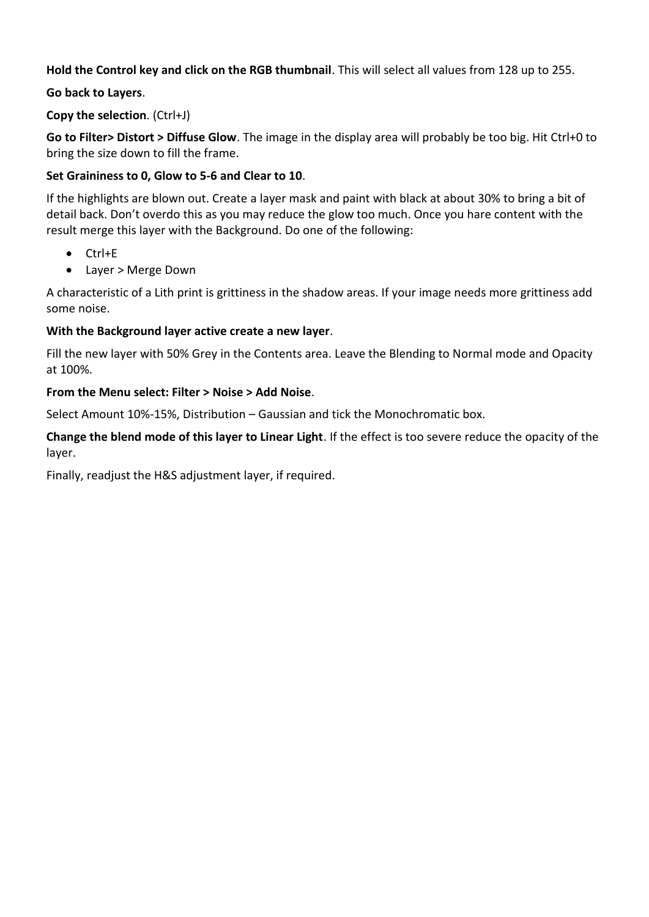**Hold the Control key and click on the RGB thumbnail**. This will select all values from 128 up to 255.

**Go back to Layers**.

**Copy the selection**. (Ctrl+J)

**Go to Filter> Distort > Diffuse Glow**. The image in the display area will probably be too big. Hit Ctrl+0 to bring the size down to fill the frame.

**Set Graininess to 0, Glow to 5-6 and Clear to 10**.

If the highlights are blown out. Create a layer mask and paint with black at about 30% to bring a bit of detail back. Don't overdo this as you may reduce the glow too much. Once you hare content with the result merge this layer with the Background. Do one of the following:

- Ctrl+E
- Layer > Merge Down

A characteristic of a Lith print is grittiness in the shadow areas. If your image needs more grittiness add some noise.

**With the Background layer active create a new layer**.

Fill the new layer with 50% Grey in the Contents area. Leave the Blending to Normal mode and Opacity at 100%.

**From the Menu select: Filter > Noise > Add Noise**.

Select Amount 10%-15%, Distribution – Gaussian and tick the Monochromatic box.

**Change the blend mode of this layer to Linear Light**. If the effect is too severe reduce the opacity of the layer.

Finally, readjust the H&S adjustment layer, if required.